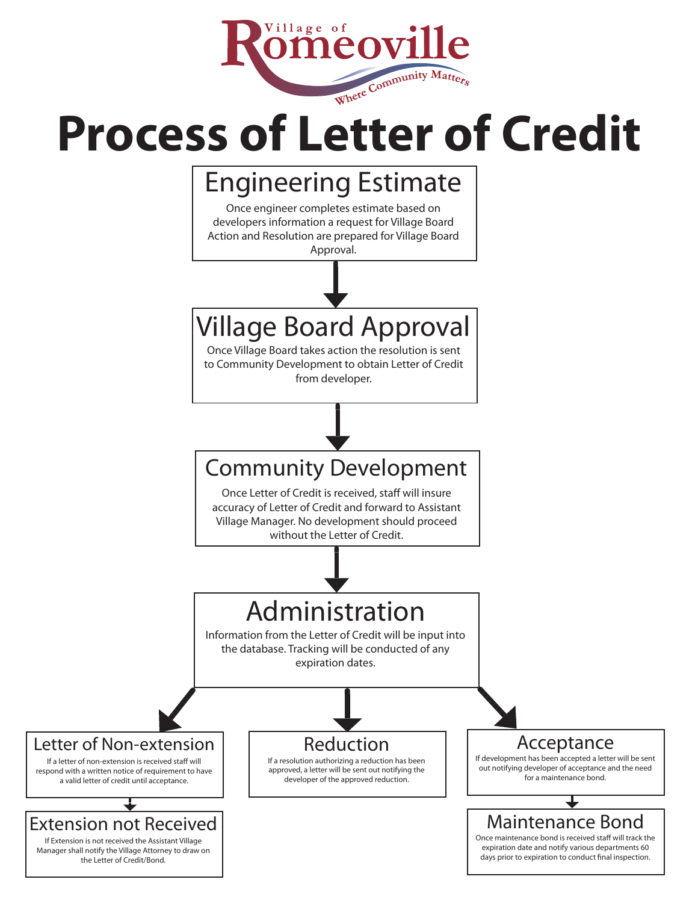Village of Romeoville

Where Community Matters

# Process of Letter of Credit

## Engineering Estimate

Once engineer completes estimate based on developers information a request for Village Board Action and Resolution are prepared for Village Board Approval.

## Village Board Approval

Once Village Board takes action the resolution is sent to Community Development to obtain Letter of Credit from developer.

## Community Development

Once Letter of Credit is received, staff will insure accuracy of Letter of Credit and forward to Assistant Village Manager. No development should proceed without the Letter of Credit.

## Administration

Information from the Letter of Credit will be input into the database. Tracking will be conducted of any expiration dates.

### Letter of Non-extension

If a letter of non-extension is received staff will respond with a written notice of requirement to have a valid letter of credit until acceptance.

### Extension not Received

If Extension is not received the Assistant Village Manager shall notify the Village Attorney to draw on the Letter of Credit/Bond.

### Reduction

If a resolution authorizing a reduction has been approved, a letter will be sent out notifying the developer of the approved reduction.

### Acceptance

If development has been accepted a letter will be sent out notifying developer of acceptance and the need for a maintenance bond.

### Maintenance Bond

Once maintenance bond is received staff will track the expiration date and notify various departments 60 days prior to expiration to conduct final inspection.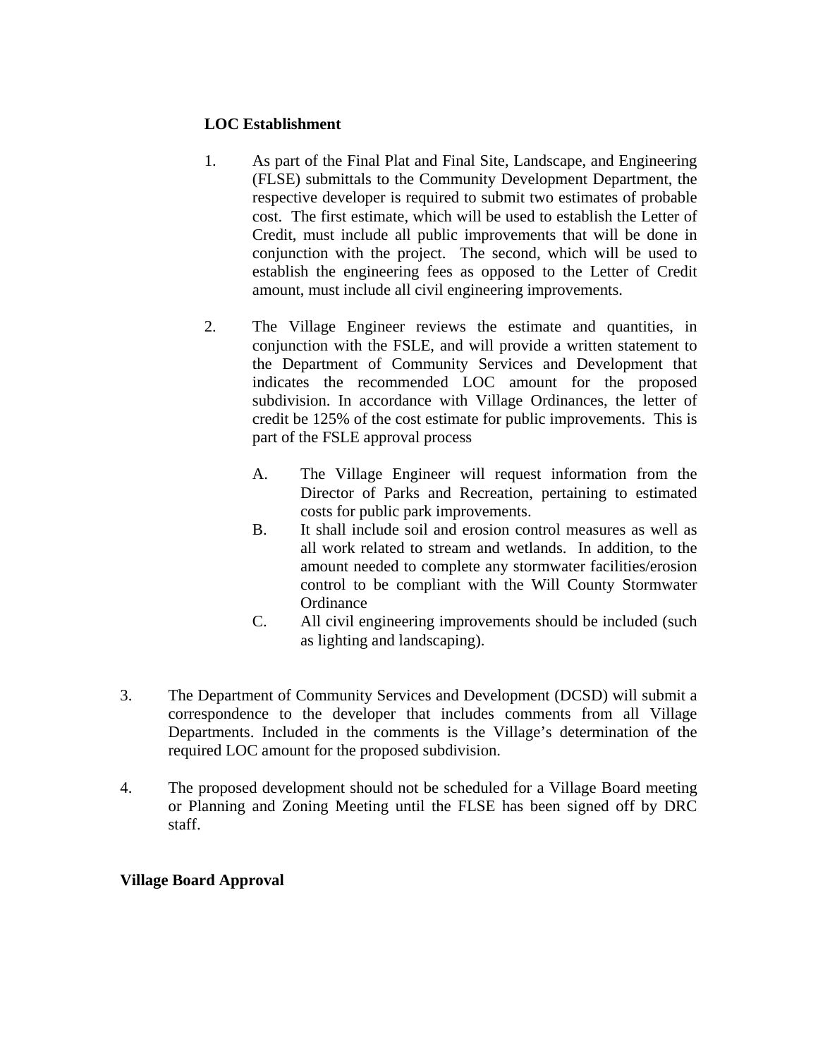**LOC Establishment**

1. As part of the Final Plat and Final Site, Landscape, and Engineering (FLSE) submittals to the Community Development Department, the respective developer is required to submit two estimates of probable cost. The first estimate, which will be used to establish the Letter of Credit, must include all public improvements that will be done in conjunction with the project. The second, which will be used to establish the engineering fees as opposed to the Letter of Credit amount, must include all civil engineering improvements.

2. The Village Engineer reviews the estimate and quantities, in conjunction with the FSLE, and will provide a written statement to the Department of Community Services and Development that indicates the recommended LOC amount for the proposed subdivision. In accordance with Village Ordinances, the letter of credit be 125% of the cost estimate for public improvements. This is part of the FSLE approval process

   A. The Village Engineer will request information from the Director of Parks and Recreation, pertaining to estimated costs for public park improvements.
   
   B. It shall include soil and erosion control measures as well as all work related to stream and wetlands. In addition, to the amount needed to complete any stormwater facilities/erosion control to be compliant with the Will County Stormwater Ordinance
   
   C. All civil engineering improvements should be included (such as lighting and landscaping).

3. The Department of Community Services and Development (DCSD) will submit a correspondence to the developer that includes comments from all Village Departments. Included in the comments is the Village's determination of the required LOC amount for the proposed subdivision.

4. The proposed development should not be scheduled for a Village Board meeting or Planning and Zoning Meeting until the FLSE has been signed off by DRC staff.

**Village Board Approval**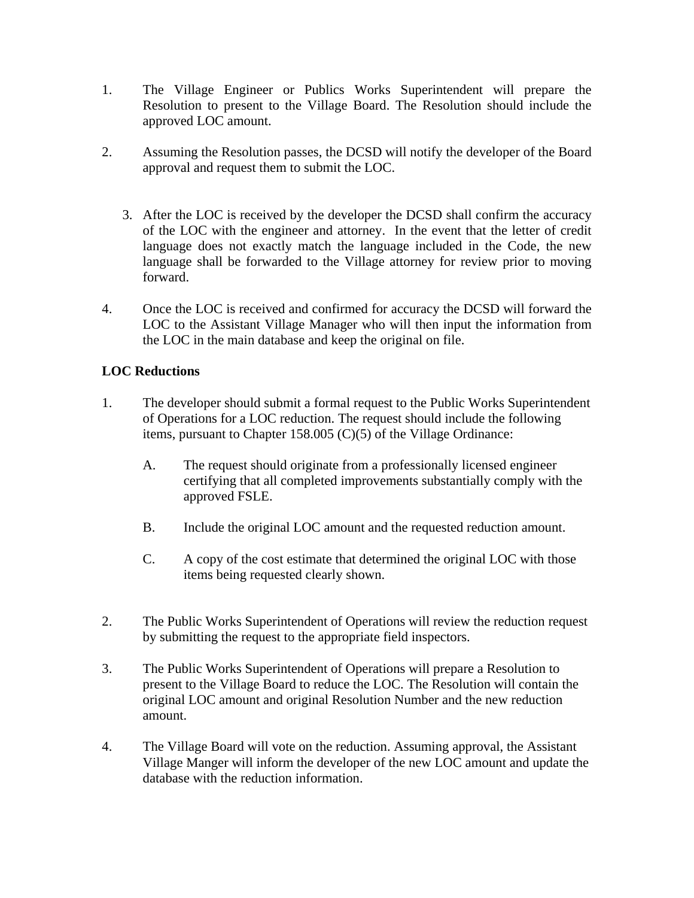1. The Village Engineer or Publics Works Superintendent will prepare the Resolution to present to the Village Board. The Resolution should include the approved LOC amount.

2. Assuming the Resolution passes, the DCSD will notify the developer of the Board approval and request them to submit the LOC.

3. After the LOC is received by the developer the DCSD shall confirm the accuracy of the LOC with the engineer and attorney. In the event that the letter of credit language does not exactly match the language included in the Code, the new language shall be forwarded to the Village attorney for review prior to moving forward.

4. Once the LOC is received and confirmed for accuracy the DCSD will forward the LOC to the Assistant Village Manager who will then input the information from the LOC in the main database and keep the original on file.

**LOC Reductions**

1. The developer should submit a formal request to the Public Works Superintendent of Operations for a LOC reduction. The request should include the following items, pursuant to Chapter 158.005 (C)(5) of the Village Ordinance:

   A. The request should originate from a professionally licensed engineer certifying that all completed improvements substantially comply with the approved FSLE.

   B. Include the original LOC amount and the requested reduction amount.

   C. A copy of the cost estimate that determined the original LOC with those items being requested clearly shown.

2. The Public Works Superintendent of Operations will review the reduction request by submitting the request to the appropriate field inspectors.

3. The Public Works Superintendent of Operations will prepare a Resolution to present to the Village Board to reduce the LOC. The Resolution will contain the original LOC amount and original Resolution Number and the new reduction amount.

4. The Village Board will vote on the reduction. Assuming approval, the Assistant Village Manger will inform the developer of the new LOC amount and update the database with the reduction information.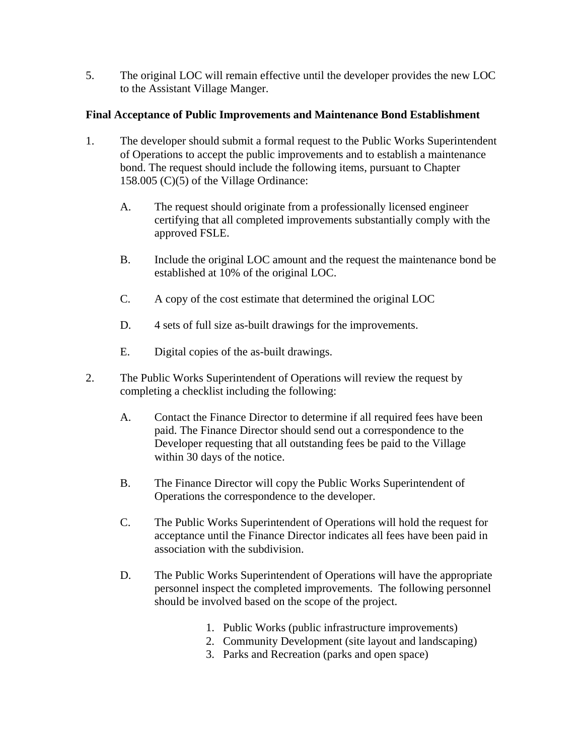5. The original LOC will remain effective until the developer provides the new LOC to the Assistant Village Manger.

**Final Acceptance of Public Improvements and Maintenance Bond Establishment**

1. The developer should submit a formal request to the Public Works Superintendent of Operations to accept the public improvements and to establish a maintenance bond. The request should include the following items, pursuant to Chapter 158.005 (C)(5) of the Village Ordinance:

   A. The request should originate from a professionally licensed engineer certifying that all completed improvements substantially comply with the approved FSLE.

   B. Include the original LOC amount and the request the maintenance bond be established at 10% of the original LOC.

   C. A copy of the cost estimate that determined the original LOC

   D. 4 sets of full size as-built drawings for the improvements.

   E. Digital copies of the as-built drawings.

2. The Public Works Superintendent of Operations will review the request by completing a checklist including the following:

   A. Contact the Finance Director to determine if all required fees have been paid. The Finance Director should send out a correspondence to the Developer requesting that all outstanding fees be paid to the Village within 30 days of the notice.

   B. The Finance Director will copy the Public Works Superintendent of Operations the correspondence to the developer.

   C. The Public Works Superintendent of Operations will hold the request for acceptance until the Finance Director indicates all fees have been paid in association with the subdivision.

   D. The Public Works Superintendent of Operations will have the appropriate personnel inspect the completed improvements. The following personnel should be involved based on the scope of the project.

      1. Public Works (public infrastructure improvements)
      2. Community Development (site layout and landscaping)
      3. Parks and Recreation (parks and open space)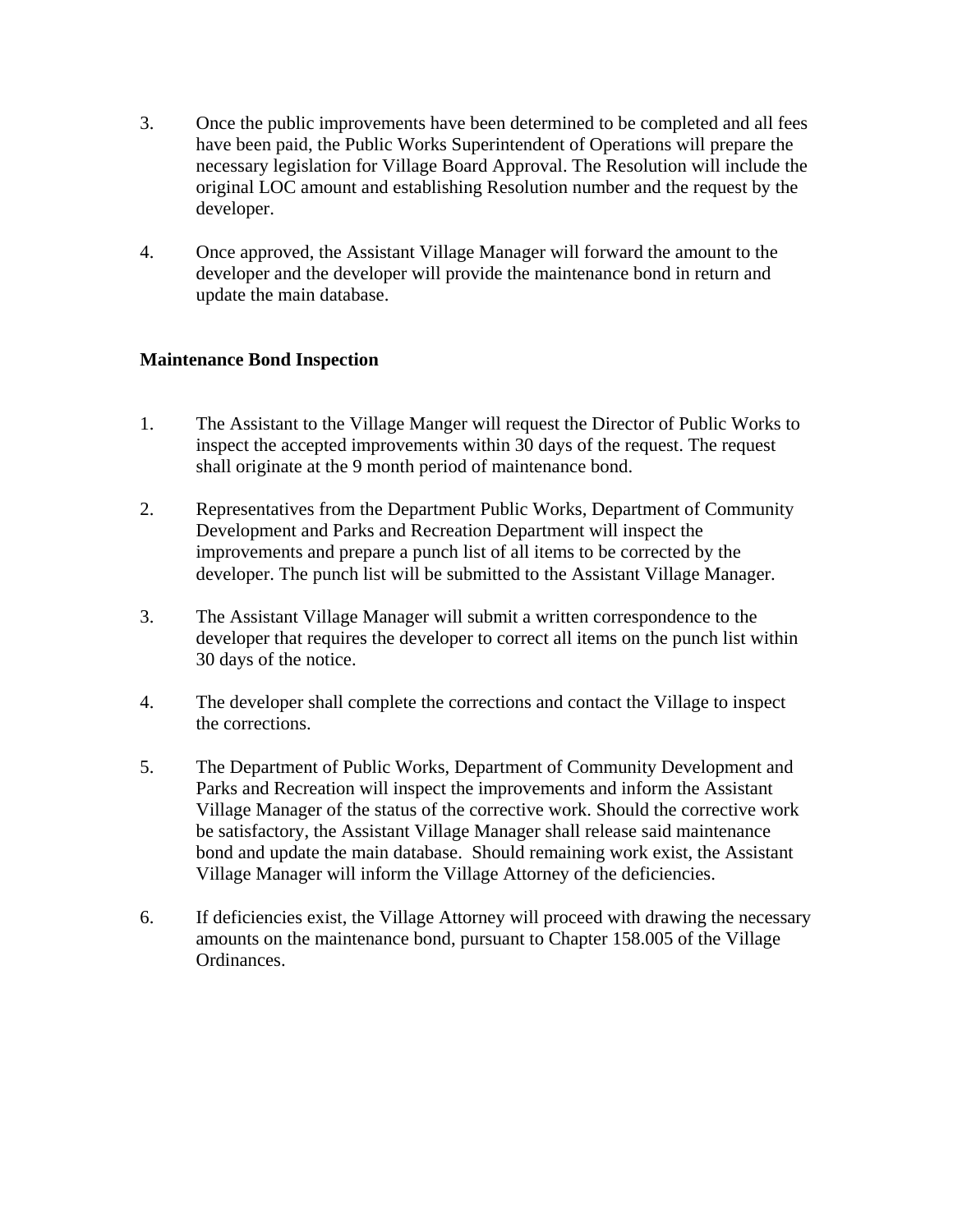3. Once the public improvements have been determined to be completed and all fees have been paid, the Public Works Superintendent of Operations will prepare the necessary legislation for Village Board Approval. The Resolution will include the original LOC amount and establishing Resolution number and the request by the developer.

4. Once approved, the Assistant Village Manager will forward the amount to the developer and the developer will provide the maintenance bond in return and update the main database.

**Maintenance Bond Inspection**

1. The Assistant to the Village Manger will request the Director of Public Works to inspect the accepted improvements within 30 days of the request. The request shall originate at the 9 month period of maintenance bond.

2. Representatives from the Department Public Works, Department of Community Development and Parks and Recreation Department will inspect the improvements and prepare a punch list of all items to be corrected by the developer. The punch list will be submitted to the Assistant Village Manager.

3. The Assistant Village Manager will submit a written correspondence to the developer that requires the developer to correct all items on the punch list within 30 days of the notice.

4. The developer shall complete the corrections and contact the Village to inspect the corrections.

5. The Department of Public Works, Department of Community Development and Parks and Recreation will inspect the improvements and inform the Assistant Village Manager of the status of the corrective work. Should the corrective work be satisfactory, the Assistant Village Manager shall release said maintenance bond and update the main database. Should remaining work exist, the Assistant Village Manager will inform the Village Attorney of the deficiencies.

6. If deficiencies exist, the Village Attorney will proceed with drawing the necessary amounts on the maintenance bond, pursuant to Chapter 158.005 of the Village Ordinances.